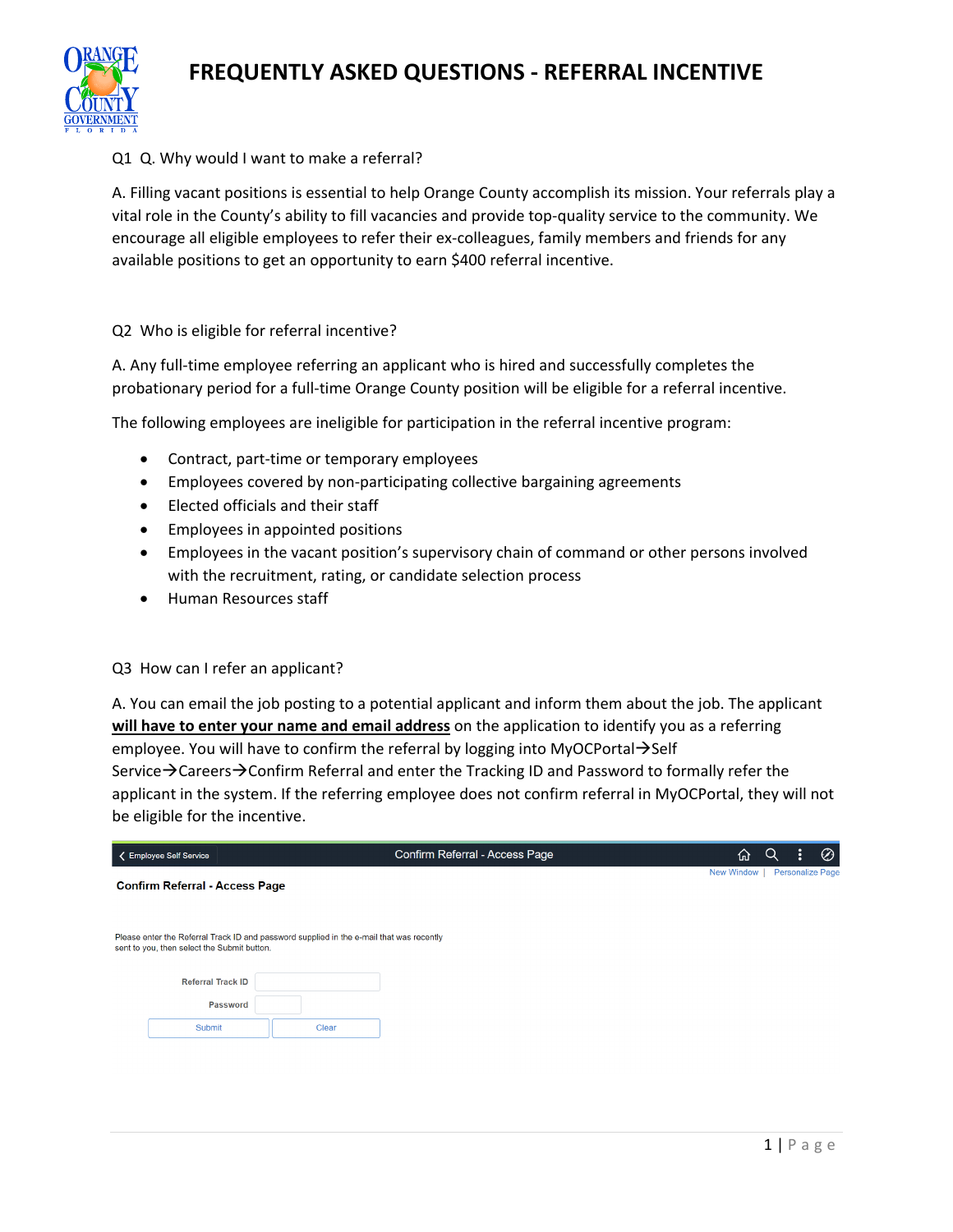# FREQUENTLY ASKED QUESTIONS - REFERRAL INCENTIVE

Q1 Q. Why would I want to make a referral?

A. Filling vacant positions is essential to help Orange County accomplish its mission. Your referrals play a vital role in the County's ability to fill vacancies and provide top-quality service to the community. We encourage all eligible employees to refer their ex-colleagues, family members and friends for any available positions to get an opportunity to earn $400 referral incentive.

Q2 Who is eligible for referral incentive?

A. Any full-time employee referring an applicant who is hired and successfully completes the probationary period for a full-time Orange County position will be eligible for a referral incentive.

The following employees are ineligible for participation in the referral incentive program:

- Contract, part-time or temporary employees
- Employees covered by non-participating collective bargaining agreements
- Elected officials and their staff
- Employees in appointed positions
- Employees in the vacant position's supervisory chain of command or other persons involved with the recruitment, rating, or candidate selection process
- Human Resources staff

Q3 How can I refer an applicant?

A. You can email the job posting to a potential applicant and inform them about the job. The applicant **will have to enter your name and email address** on the application to identify you as a referring employee. You will have to confirm the referral by logging into MyOCPortal→Self Service→Careers→Confirm Referral and enter the Tracking ID and Password to formally refer the applicant in the system. If the referring employee does not confirm referral in MyOCPortal, they will not be eligible for the incentive.

Employee Self Service | Confirm Referral - Access Page

New Window | Personalize Page

Confirm Referral - Access Page

Please enter the Referral Track ID and password supplied in the e-mail that was recently sent to you, then select the Submit button.

Referral Track ID

Password

Submit | Clear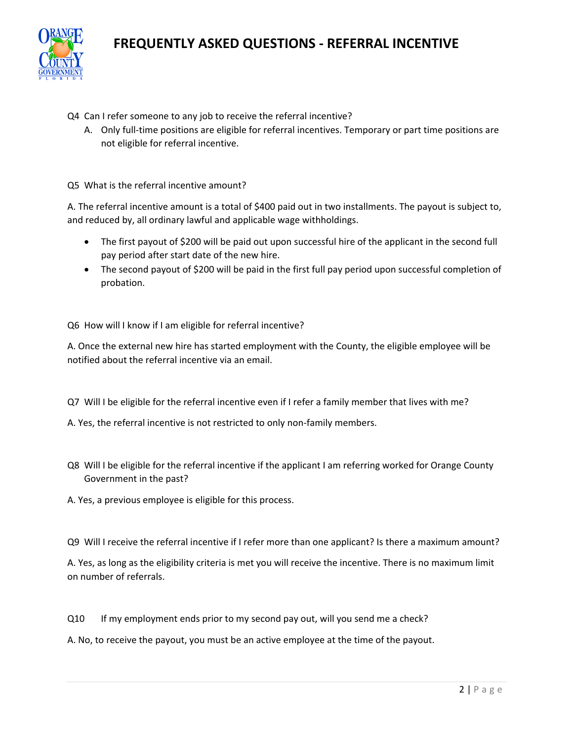# FREQUENTLY ASKED QUESTIONS - REFERRAL INCENTIVE

Q4 Can I refer someone to any job to receive the referral incentive?

A. Only full-time positions are eligible for referral incentives. Temporary or part time positions are not eligible for referral incentive.

Q5 What is the referral incentive amount?

A. The referral incentive amount is a total of $400 paid out in two installments. The payout is subject to, and reduced by, all ordinary lawful and applicable wage withholdings.

- The first payout of $200 will be paid out upon successful hire of the applicant in the second full pay period after start date of the new hire.
- The second payout of $200 will be paid in the first full pay period upon successful completion of probation.

Q6 How will I know if I am eligible for referral incentive?

A. Once the external new hire has started employment with the County, the eligible employee will be notified about the referral incentive via an email.

Q7 Will I be eligible for the referral incentive even if I refer a family member that lives with me?

A. Yes, the referral incentive is not restricted to only non-family members.

Q8 Will I be eligible for the referral incentive if the applicant I am referring worked for Orange County Government in the past?

A. Yes, a previous employee is eligible for this process.

Q9 Will I receive the referral incentive if I refer more than one applicant? Is there a maximum amount?

A. Yes, as long as the eligibility criteria is met you will receive the incentive. There is no maximum limit on number of referrals.

Q10 If my employment ends prior to my second pay out, will you send me a check?

A. No, to receive the payout, you must be an active employee at the time of the payout.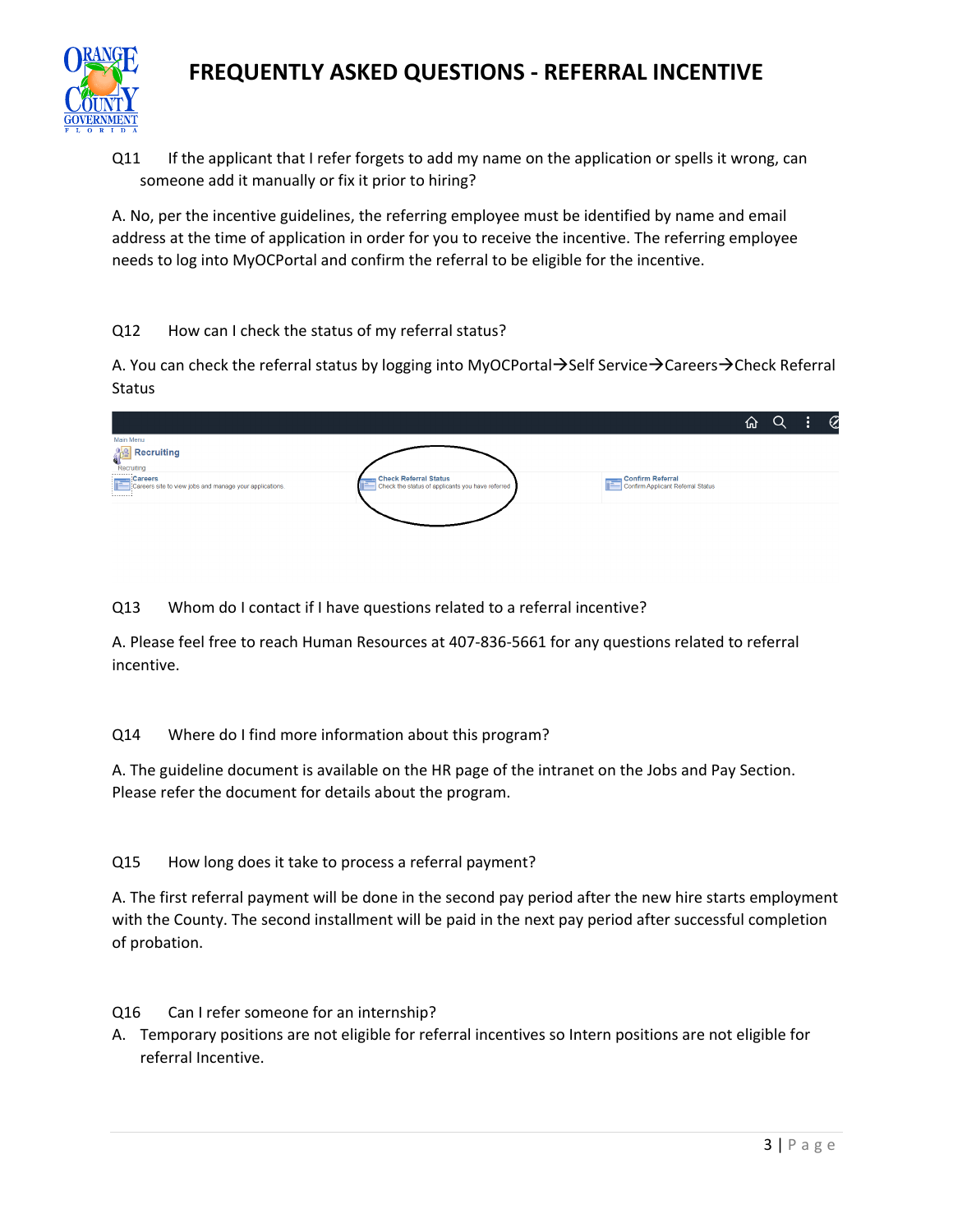# FREQUENTLY ASKED QUESTIONS - REFERRAL INCENTIVE

Q11 If the applicant that I refer forgets to add my name on the application or spells it wrong, can someone add it manually or fix it prior to hiring?

A. No, per the incentive guidelines, the referring employee must be identified by name and email address at the time of application in order for you to receive the incentive. The referring employee needs to log into MyOCPortal and confirm the referral to be eligible for the incentive.

Q12 How can I check the status of my referral status?

A. You can check the referral status by logging into MyOCPortal→Self Service→Careers→Check Referral Status

Main Menu

Recruiting

Recruiting

Careers
Careers site to view jobs and manage your applications.

Check Referral Status
Check the status of applicants you have referred

Confirm Referral
Confirm Applicant Referral Status

Q13 Whom do I contact if I have questions related to a referral incentive?

A. Please feel free to reach Human Resources at 407-836-5661 for any questions related to referral incentive.

Q14 Where do I find more information about this program?

A. The guideline document is available on the HR page of the intranet on the Jobs and Pay Section. Please refer the document for details about the program.

Q15 How long does it take to process a referral payment?

A. The first referral payment will be done in the second pay period after the new hire starts employment with the County. The second installment will be paid in the next pay period after successful completion of probation.

Q16 Can I refer someone for an internship?

A. Temporary positions are not eligible for referral incentives so Intern positions are not eligible for referral Incentive.